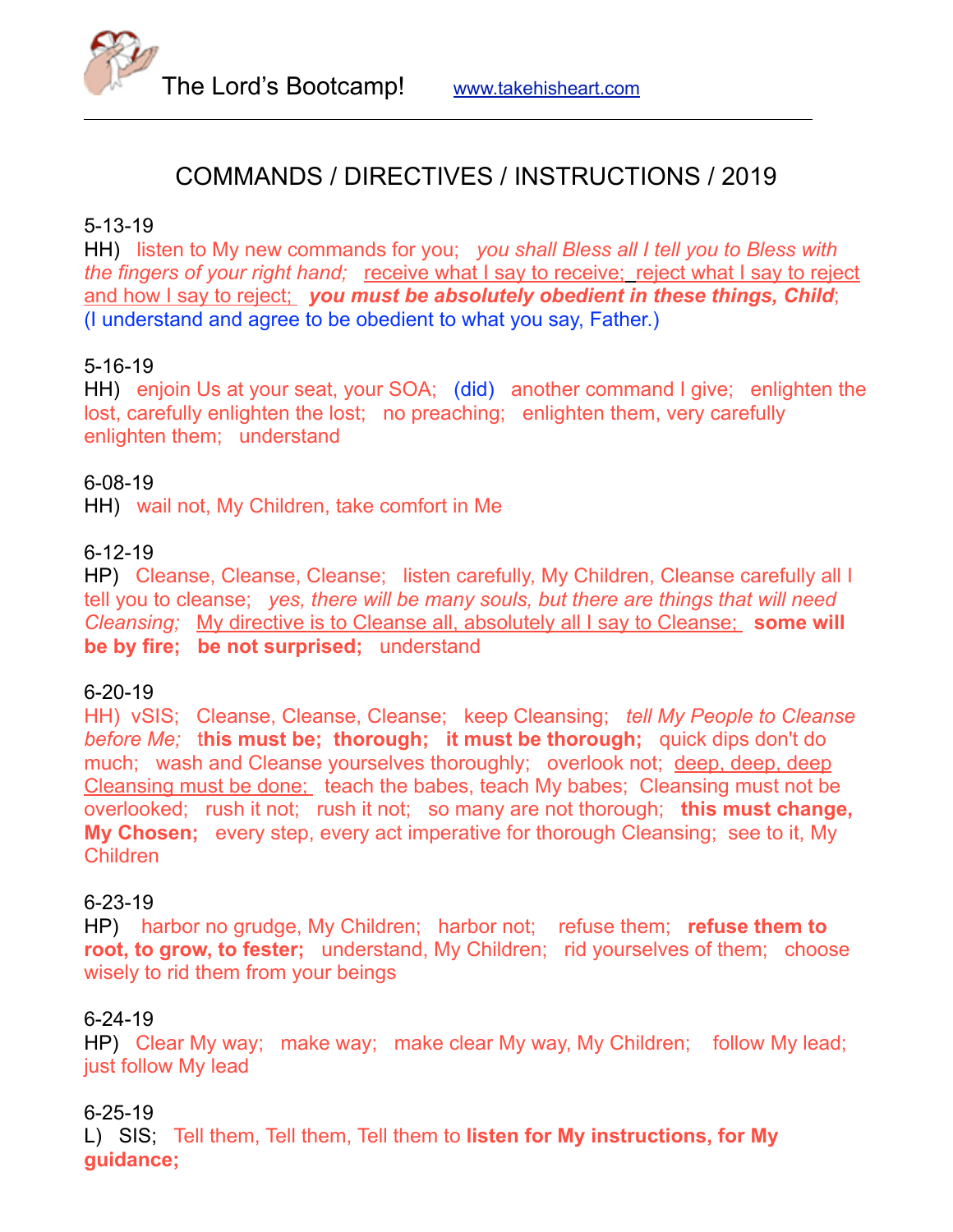The Lord's Bootcamp! www.takehisheart.com

# COMMANDS / DIRECTIVES / INSTRUCTIONS / 2019

5-13-19
HH) listen to My new commands for you; *you shall Bless all I tell you to Bless with the fingers of your right hand;* receive what I say to receive; reject what I say to reject and how I say to reject; ***you must be absolutely obedient in these things, Child***;
(I understand and agree to be obedient to what you say, Father.)

5-16-19
HH) enjoin Us at your seat, your SOA; (did) another command I give; enlighten the lost, carefully enlighten the lost; no preaching; enlighten them, very carefully enlighten them; understand

6-08-19
HH) wail not, My Children, take comfort in Me

6-12-19
HP) Cleanse, Cleanse, Cleanse; listen carefully, My Children, Cleanse carefully all I tell you to cleanse; *yes, there will be many souls, but there are things that will need Cleansing;* My directive is to Cleanse all, absolutely all I say to Cleanse; **some will be by fire; be not surprised;** understand

6-20-19
HH) vSIS; Cleanse, Cleanse, Cleanse; keep Cleansing; *tell My People to Cleanse before Me;* t**his must be; thorough; it must be thorough;** quick dips don't do much; wash and Cleanse yourselves thoroughly; overlook not; deep, deep, deep Cleansing must be done; teach the babes, teach My babes; Cleansing must not be overlooked; rush it not; rush it not; so many are not thorough; **this must change, My Chosen;** every step, every act imperative for thorough Cleansing; see to it, My Children

6-23-19
HP) harbor no grudge, My Children; harbor not; refuse them; **refuse them to root, to grow, to fester;** understand, My Children; rid yourselves of them; choose wisely to rid them from your beings

6-24-19
HP) Clear My way; make way; make clear My way, My Children; follow My lead; just follow My lead

6-25-19
L) SIS; Tell them, Tell them, Tell them to **listen for My instructions, for My guidance;**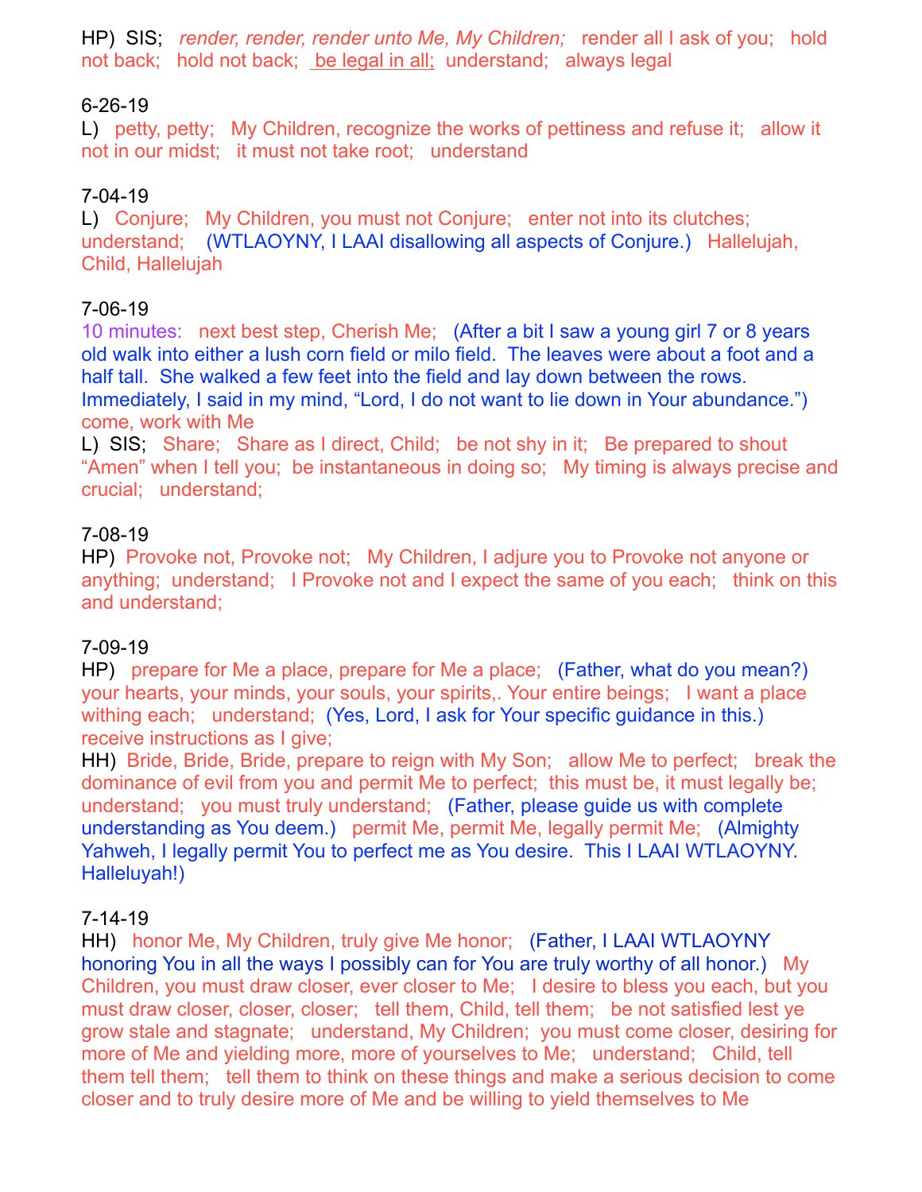HP) SIS; *render, render, render unto Me, My Children;* render all I ask of you; hold not back; hold not back; be legal in all; understand; always legal

6-26-19

L) petty, petty; My Children, recognize the works of pettiness and refuse it; allow it not in our midst; it must not take root; understand

7-04-19

L) Conjure; My Children, you must not Conjure; enter not into its clutches; understand; (WTLAOYNY, I LAAI disallowing all aspects of Conjure.) Hallelujah, Child, Hallelujah

7-06-19

10 minutes: next best step, Cherish Me; (After a bit I saw a young girl 7 or 8 years old walk into either a lush corn field or milo field. The leaves were about a foot and a half tall. She walked a few feet into the field and lay down between the rows. Immediately, I said in my mind, "Lord, I do not want to lie down in Your abundance.") come, work with Me

L) SIS; Share; Share as I direct, Child; be not shy in it; Be prepared to shout "Amen" when I tell you; be instantaneous in doing so; My timing is always precise and crucial; understand;

7-08-19

HP) Provoke not, Provoke not; My Children, I adjure you to Provoke not anyone or anything; understand; I Provoke not and I expect the same of you each; think on this and understand;

7-09-19

HP) prepare for Me a place, prepare for Me a place; (Father, what do you mean?) your hearts, your minds, your souls, your spirits,. Your entire beings; I want a place withing each; understand; (Yes, Lord, I ask for Your specific guidance in this.) receive instructions as I give;

HH) Bride, Bride, Bride, prepare to reign with My Son; allow Me to perfect; break the dominance of evil from you and permit Me to perfect; this must be, it must legally be; understand; you must truly understand; (Father, please guide us with complete understanding as You deem.) permit Me, permit Me, legally permit Me; (Almighty Yahweh, I legally permit You to perfect me as You desire. This I LAAI WTLAOYNY. Halleluyah!)

7-14-19

HH) honor Me, My Children, truly give Me honor; (Father, I LAAI WTLAOYNY honoring You in all the ways I possibly can for You are truly worthy of all honor.) My Children, you must draw closer, ever closer to Me; I desire to bless you each, but you must draw closer, closer, closer; tell them, Child, tell them; be not satisfied lest ye grow stale and stagnate; understand, My Children; you must come closer, desiring for more of Me and yielding more, more of yourselves to Me; understand; Child, tell them tell them; tell them to think on these things and make a serious decision to come closer and to truly desire more of Me and be willing to yield themselves to Me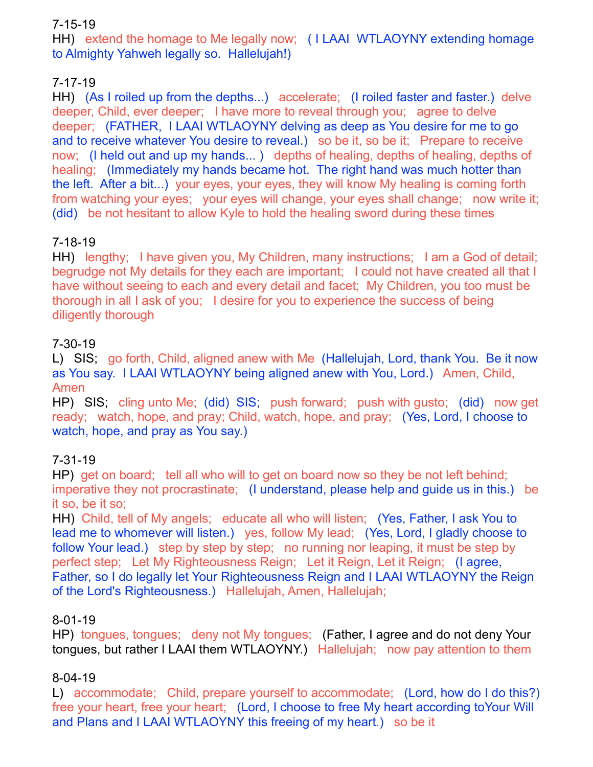7-15-19

HH) extend the homage to Me legally now; ( I LAAI WTLAOYNY extending homage to Almighty Yahweh legally so. Hallelujah!)

7-17-19

HH) (As I roiled up from the depths...) accelerate; (I roiled faster and faster.) delve deeper, Child, ever deeper; I have more to reveal through you; agree to delve deeper; (FATHER, I LAAI WTLAOYNY delving as deep as You desire for me to go and to receive whatever You desire to reveal.) so be it, so be it; Prepare to receive now; (I held out and up my hands... ) depths of healing, depths of healing, depths of healing; (Immediately my hands became hot. The right hand was much hotter than the left. After a bit...) your eyes, your eyes, they will know My healing is coming forth from watching your eyes; your eyes will change, your eyes shall change; now write it; (did) be not hesitant to allow Kyle to hold the healing sword during these times

7-18-19

HH) lengthy; I have given you, My Children, many instructions; I am a God of detail; begrudge not My details for they each are important; I could not have created all that I have without seeing to each and every detail and facet; My Children, you too must be thorough in all I ask of you; I desire for you to experience the success of being diligently thorough

7-30-19

L) SIS; go forth, Child, aligned anew with Me (Hallelujah, Lord, thank You. Be it now as You say. I LAAI WTLAOYNY being aligned anew with You, Lord.) Amen, Child, Amen

HP) SIS; cling unto Me; (did) SIS; push forward; push with gusto; (did) now get ready; watch, hope, and pray; Child, watch, hope, and pray; (Yes, Lord, I choose to watch, hope, and pray as You say.)

7-31-19

HP) get on board; tell all who will to get on board now so they be not left behind; imperative they not procrastinate; (I understand, please help and guide us in this.) be it so, be it so;

HH) Child, tell of My angels; educate all who will listen; (Yes, Father, I ask You to lead me to whomever will listen.) yes, follow My lead; (Yes, Lord, I gladly choose to follow Your lead.) step by step by step; no running nor leaping, it must be step by perfect step; Let My Righteousness Reign; Let it Reign, Let it Reign; (I agree, Father, so I do legally let Your Righteousness Reign and I LAAI WTLAOYNY the Reign of the Lord's Righteousness.) Hallelujah, Amen, Hallelujah;

8-01-19

HP) tongues, tongues; deny not My tongues; (Father, I agree and do not deny Your tongues, but rather I LAAI them WTLAOYNY.) Hallelujah; now pay attention to them

8-04-19

L) accommodate; Child, prepare yourself to accommodate; (Lord, how do I do this?) free your heart, free your heart; (Lord, I choose to free My heart according toYour Will and Plans and I LAAI WTLAOYNY this freeing of my heart.) so be it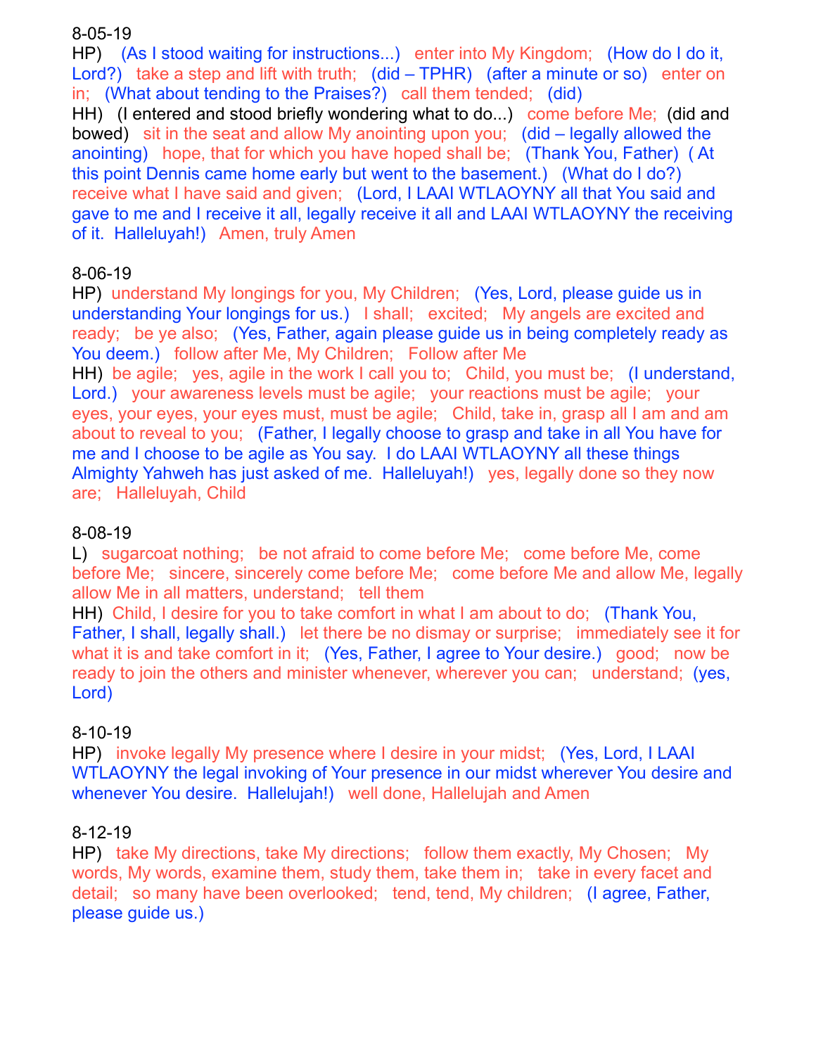8-05-19

HP)  (As I stood waiting for instructions...)  enter into My Kingdom;  (How do I do it, Lord?)  take a step and lift with truth;  (did – TPHR)  (after a minute or so)  enter on in;  (What about tending to the Praises?)  call them tended;  (did)

HH)  (I entered and stood briefly wondering what to do...)  come before Me;  (did and bowed)  sit in the seat and allow My anointing upon you;  (did – legally allowed the anointing)  hope, that for which you have hoped shall be;  (Thank You, Father)  ( At this point Dennis came home early but went to the basement.)  (What do I do?)  receive what I have said and given;  (Lord, I LAAI WTLAOYNY all that You said and gave to me and I receive it all, legally receive it all and LAAI WTLAOYNY the receiving of it.  Halleluyah!)  Amen, truly Amen

8-06-19

HP)  understand My longings for you, My Children;  (Yes, Lord, please guide us in understanding Your longings for us.)  I shall;  excited;  My angels are excited and ready;  be ye also;  (Yes, Father, again please guide us in being completely ready as You deem.)  follow after Me, My Children;  Follow after Me

HH)  be agile;  yes, agile in the work I call you to;  Child, you must be;  (I understand, Lord.)  your awareness levels must be agile;  your reactions must be agile;  your eyes, your eyes, your eyes must, must be agile;  Child, take in, grasp all I am and am about to reveal to you;  (Father, I legally choose to grasp and take in all You have for me and I choose to be agile as You say.  I do LAAI WTLAOYNY all these things Almighty Yahweh has just asked of me.  Halleluyah!)  yes, legally done so they now are;  Halleluyah, Child

8-08-19

L)  sugarcoat nothing;  be not afraid to come before Me;  come before Me, come before Me;  sincere, sincerely come before Me;  come before Me and allow Me, legally allow Me in all matters, understand;  tell them

HH)  Child, I desire for you to take comfort in what I am about to do;  (Thank You, Father, I shall, legally shall.)  let there be no dismay or surprise;  immediately see it for what it is and take comfort in it;  (Yes, Father, I agree to Your desire.)  good;  now be ready to join the others and minister whenever, wherever you can;  understand;  (yes, Lord)

8-10-19

HP)  invoke legally My presence where I desire in your midst;  (Yes, Lord, I LAAI WTLAOYNY the legal invoking of Your presence in our midst wherever You desire and whenever You desire.  Hallelujah!)  well done, Hallelujah and Amen

8-12-19

HP)  take My directions, take My directions;  follow them exactly, My Chosen;  My words, My words, examine them, study them, take them in;  take in every facet and detail;  so many have been overlooked;  tend, tend, My children;  (I agree, Father, please guide us.)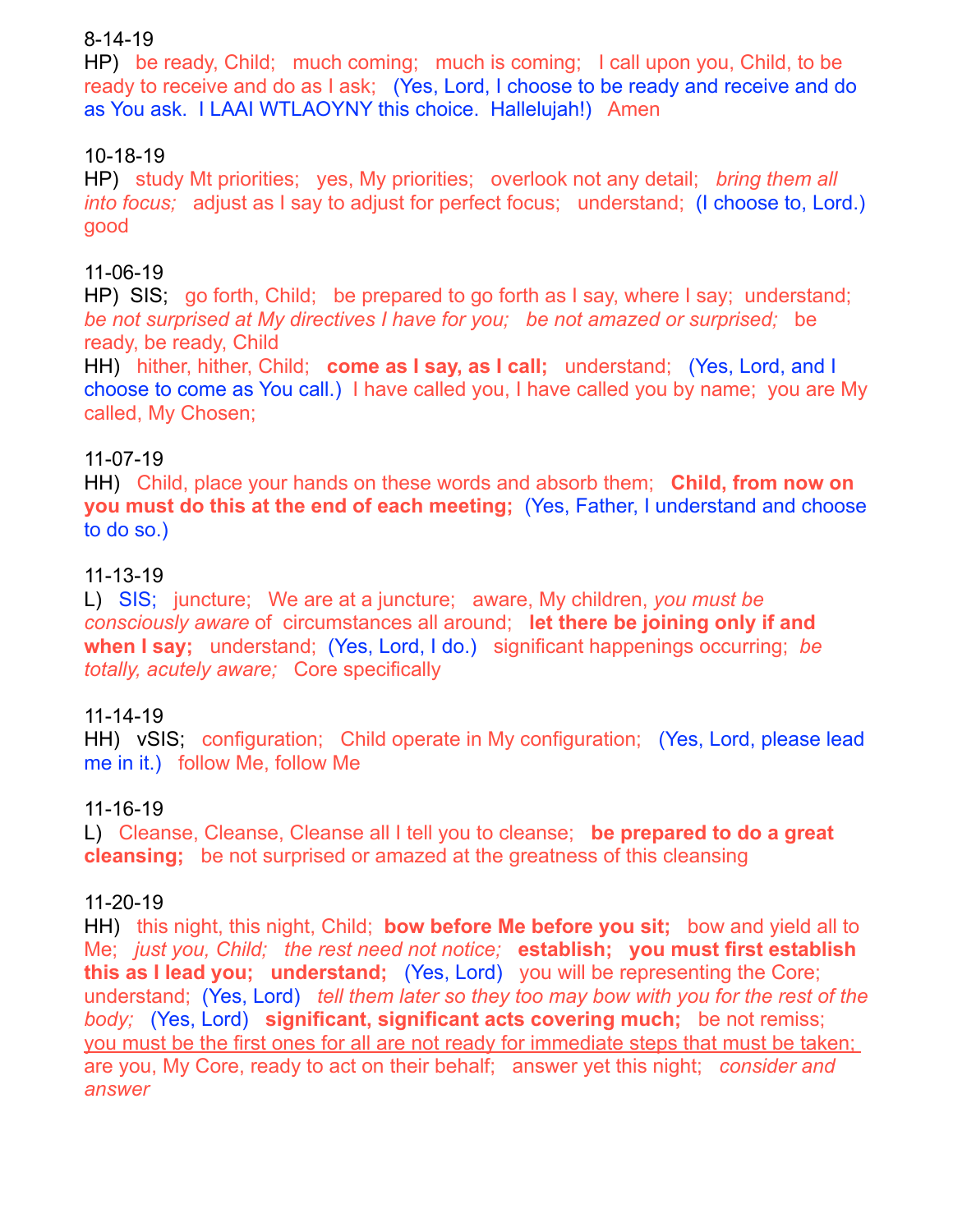8-14-19

HP) be ready, Child; much coming; much is coming; I call upon you, Child, to be ready to receive and do as I ask; (Yes, Lord, I choose to be ready and receive and do as You ask. I LAAI WTLAOYNY this choice. Hallelujah!) Amen

10-18-19

HP) study Mt priorities; yes, My priorities; overlook not any detail; *bring them all into focus;* adjust as I say to adjust for perfect focus; understand; (I choose to, Lord.) good

11-06-19

HP) SIS; go forth, Child; be prepared to go forth as I say, where I say; understand; *be not surprised at My directives I have for you; be not amazed or surprised;* be ready, be ready, Child

HH) hither, hither, Child; **come as I say, as I call;** understand; (Yes, Lord, and I choose to come as You call.) I have called you, I have called you by name; you are My called, My Chosen;

11-07-19

HH) Child, place your hands on these words and absorb them; **Child, from now on you must do this at the end of each meeting;** (Yes, Father, I understand and choose to do so.)

11-13-19

L) SIS; juncture; We are at a juncture; aware, My children, *you must be consciously aware* of circumstances all around; **let there be joining only if and when I say;** understand; (Yes, Lord, I do.) significant happenings occurring; *be totally, acutely aware;* Core specifically

11-14-19

HH) vSIS; configuration; Child operate in My configuration; (Yes, Lord, please lead me in it.) follow Me, follow Me

11-16-19

L) Cleanse, Cleanse, Cleanse all I tell you to cleanse; **be prepared to do a great cleansing;** be not surprised or amazed at the greatness of this cleansing

11-20-19

HH) this night, this night, Child; **bow before Me before you sit;** bow and yield all to Me; *just you, Child; the rest need not notice;* **establish; you must first establish this as I lead you; understand;** (Yes, Lord) you will be representing the Core; understand; (Yes, Lord) *tell them later so they too may bow with you for the rest of the body;* (Yes, Lord) **significant, significant acts covering much;** be not remiss; <u>you must be the first ones for all are not ready for immediate steps that must be taken;</u> are you, My Core, ready to act on their behalf; answer yet this night; *consider and answer*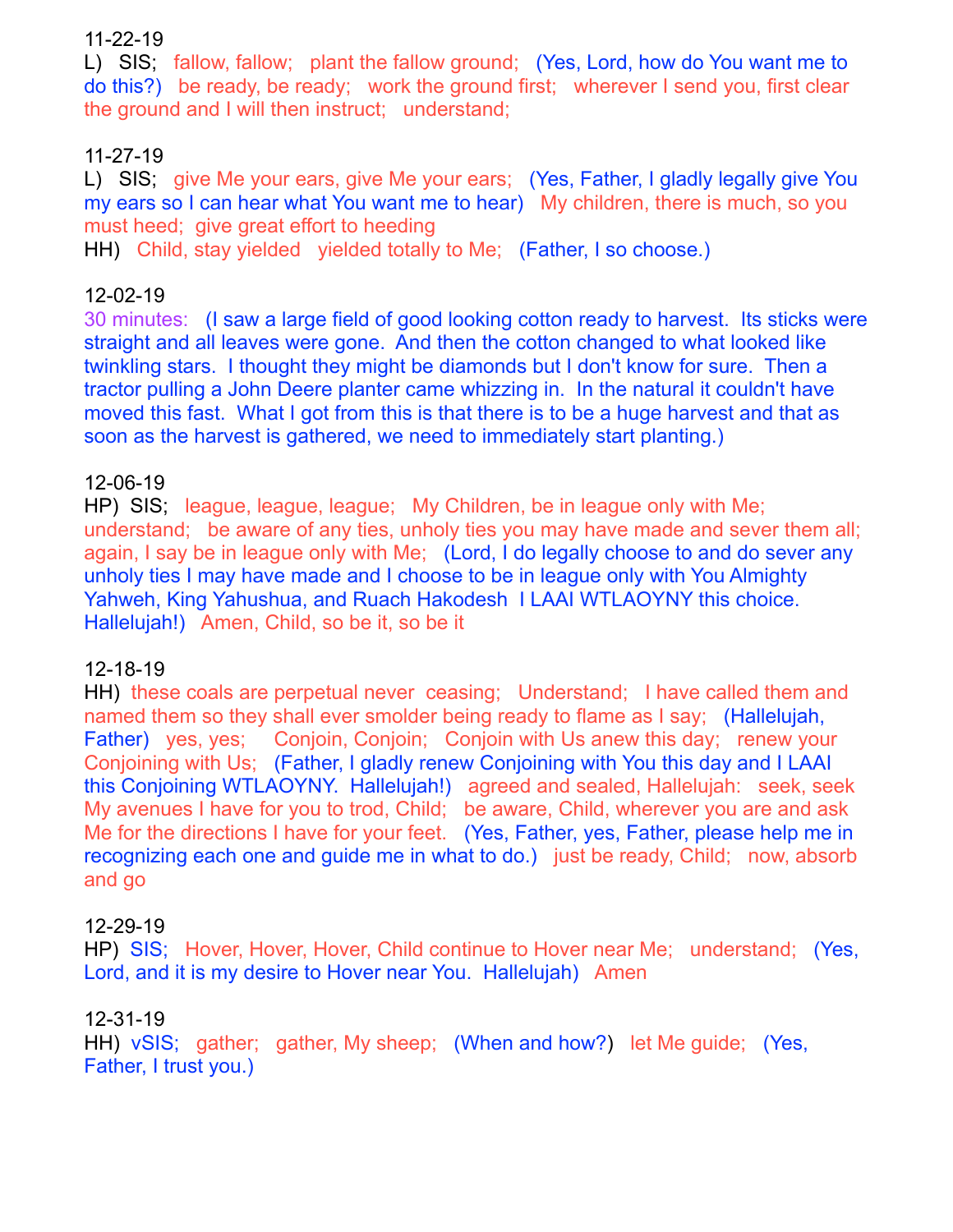11-22-19
L) SIS; fallow, fallow; plant the fallow ground; (Yes, Lord, how do You want me to do this?) be ready, be ready; work the ground first; wherever I send you, first clear the ground and I will then instruct; understand;

11-27-19
L) SIS; give Me your ears, give Me your ears; (Yes, Father, I gladly legally give You my ears so I can hear what You want me to hear) My children, there is much, so you must heed; give great effort to heeding
HH) Child, stay yielded yielded totally to Me; (Father, I so choose.)

12-02-19
30 minutes: (I saw a large field of good looking cotton ready to harvest. Its sticks were straight and all leaves were gone. And then the cotton changed to what looked like twinkling stars. I thought they might be diamonds but I don't know for sure. Then a tractor pulling a John Deere planter came whizzing in. In the natural it couldn't have moved this fast. What I got from this is that there is to be a huge harvest and that as soon as the harvest is gathered, we need to immediately start planting.)

12-06-19
HP) SIS; league, league, league; My Children, be in league only with Me; understand; be aware of any ties, unholy ties you may have made and sever them all; again, I say be in league only with Me; (Lord, I do legally choose to and do sever any unholy ties I may have made and I choose to be in league only with You Almighty Yahweh, King Yahushua, and Ruach Hakodesh I LAAI WTLAOYNY this choice. Hallelujah!) Amen, Child, so be it, so be it

12-18-19
HH) these coals are perpetual never ceasing; Understand; I have called them and named them so they shall ever smolder being ready to flame as I say; (Hallelujah, Father) yes, yes; Conjoin, Conjoin; Conjoin with Us anew this day; renew your Conjoining with Us; (Father, I gladly renew Conjoining with You this day and I LAAI this Conjoining WTLAOYNY. Hallelujah!) agreed and sealed, Hallelujah: seek, seek My avenues I have for you to trod, Child; be aware, Child, wherever you are and ask Me for the directions I have for your feet. (Yes, Father, yes, Father, please help me in recognizing each one and guide me in what to do.) just be ready, Child; now, absorb and go

12-29-19
HP) SIS; Hover, Hover, Hover, Child continue to Hover near Me; understand; (Yes, Lord, and it is my desire to Hover near You. Hallelujah) Amen

12-31-19
HH) vSIS; gather; gather, My sheep; (When and how?) let Me guide; (Yes, Father, I trust you.)